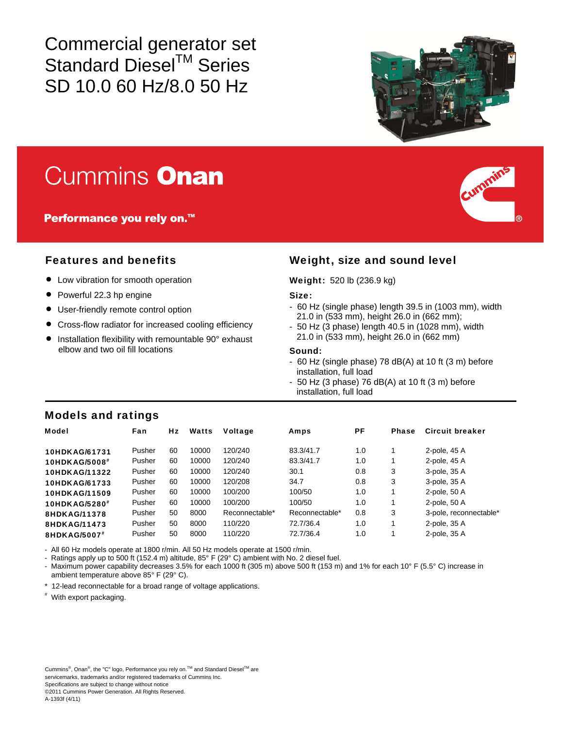# Commercial generator set Standard Diesel™ Series SD 10.0 60 Hz/8.0 50 Hz

## Cummins **Onan**

**Performance you rely on.™**

## Features and benefits

- Low vibration for smooth operation
- Powerful 22.3 hp engine
- User-friendly remote control option
- Cross-flow radiator for increased cooling efficiency
- Installation flexibility with remountable 90° exhaust elbow and two oil fill locations

## Weight, size and sound level

**Weight:** 520 lb (236.9 kg)

**Size:**

- 60 Hz (single phase) length 39.5 in (1003 mm), width 21.0 in (533 mm), height 26.0 in (662 mm);
- 50 Hz (3 phase) length 40.5 in (1028 mm), width 21.0 in (533 mm), height 26.0 in (662 mm)

**Sound:**

- 60 Hz (single phase) 78 dB(A) at 10 ft (3 m) before installation, full load
- 50 Hz (3 phase) 76 dB(A) at 10 ft (3 m) before installation, full load

## Models and ratings

| Model | Fan | Hz | Watts | Voltage | Amps | PF | Phase | Circuit breaker |
|---|---|---|---|---|---|---|---|---|
| 10HDKAG/61731 | Pusher | 60 | 10000 | 120/240 | 83.3/41.7 | 1.0 | 1 | 2-pole, 45 A |
| 10HDKAG/5008# | Pusher | 60 | 10000 | 120/240 | 83.3/41.7 | 1.0 | 1 | 2-pole, 45 A |
| 10HDKAG/11322 | Pusher | 60 | 10000 | 120/240 | 30.1 | 0.8 | 3 | 3-pole, 35 A |
| 10HDKAG/61733 | Pusher | 60 | 10000 | 120/208 | 34.7 | 0.8 | 3 | 3-pole, 35 A |
| 10HDKAG/11509 | Pusher | 60 | 10000 | 100/200 | 100/50 | 1.0 | 1 | 2-pole, 50 A |
| 10HDKAG/5280# | Pusher | 60 | 10000 | 100/200 | 100/50 | 1.0 | 1 | 2-pole, 50 A |
| 8HDKAG/11378 | Pusher | 50 | 8000 | Reconnectable* | Reconnectable* | 0.8 | 3 | 3-pole, reconnectable* |
| 8HDKAG/11473 | Pusher | 50 | 8000 | 110/220 | 72.7/36.4 | 1.0 | 1 | 2-pole, 35 A |
| 8HDKAG/5007# | Pusher | 50 | 8000 | 110/220 | 72.7/36.4 | 1.0 | 1 | 2-pole, 35 A |

- All 60 Hz models operate at 1800 r/min. All 50 Hz models operate at 1500 r/min.
- Ratings apply up to 500 ft (152.4 m) altitude, 85° F (29° C) ambient with No. 2 diesel fuel.
- Maximum power capability decreases 3.5% for each 1000 ft (305 m) above 500 ft (153 m) and 1% for each 10° F (5.5° C) increase in ambient temperature above 85° F (29° C).

\* 12-lead reconnectable for a broad range of voltage applications.

\# With export packaging.

Cummins®, Onan®, the "C" logo, Performance you rely on.™ and Standard Diesel™ are servicemarks, trademarks and/or registered trademarks of Cummins Inc.
Specifications are subject to change without notice
©2011 Cummins Power Generation. All Rights Reserved.
A-1393f (4/11)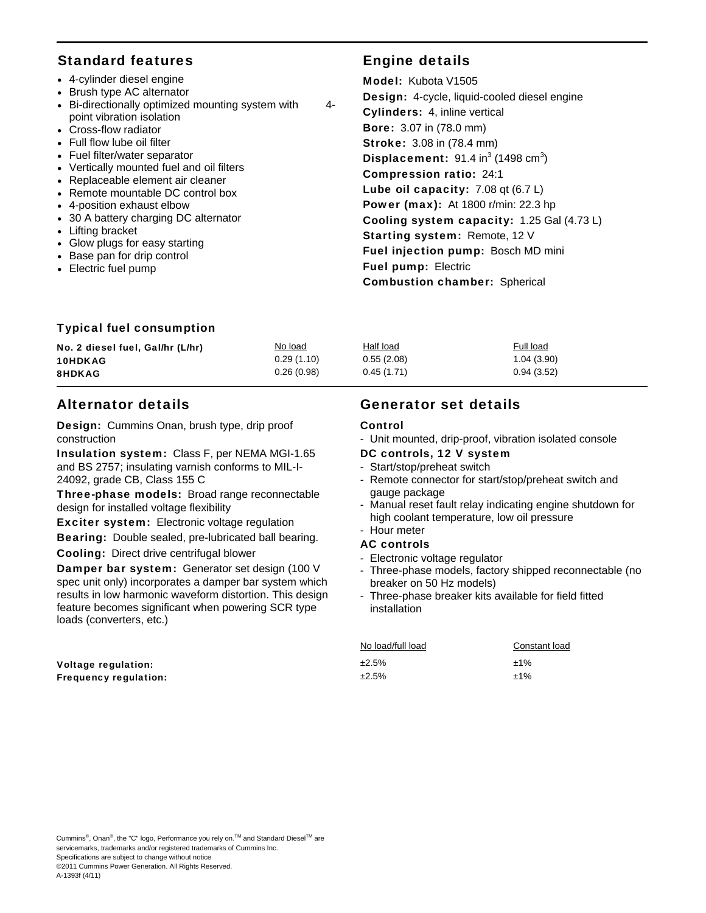## Standard features

- 4-cylinder diesel engine
- Brush type AC alternator
- Bi-directionally optimized mounting system with 4-point vibration isolation
- Cross-flow radiator
- Full flow lube oil filter
- Fuel filter/water separator
- Vertically mounted fuel and oil filters
- Replaceable element air cleaner
- Remote mountable DC control box
- 4-position exhaust elbow
- 30 A battery charging DC alternator
- Lifting bracket
- Glow plugs for easy starting
- Base pan for drip control
- Electric fuel pump

## Engine details

**Model:** Kubota V1505

**Design:** 4-cycle, liquid-cooled diesel engine

**Cylinders:** 4, inline vertical

**Bore:** 3.07 in (78.0 mm)

**Stroke:** 3.08 in (78.4 mm)

**Displacement:** 91.4 in$^3$ (1498 cm$^3$)

**Compression ratio:** 24:1

**Lube oil capacity:** 7.08 qt (6.7 L)

**Power (max):** At 1800 r/min: 22.3 hp

**Cooling system capacity:** 1.25 Gal (4.73 L)

**Starting system:** Remote, 12 V

**Fuel injection pump:** Bosch MD mini

**Fuel pump:** Electric

**Combustion chamber:** Spherical

### Typical fuel consumption

| No. 2 diesel fuel, Gal/hr (L/hr) | No load | Half load | Full load |
|---|---|---|---|
| **10HDKAG** | 0.29 (1.10) | 0.55 (2.08) | 1.04 (3.90) |
| **8HDKAG** | 0.26 (0.98) | 0.45 (1.71) | 0.94 (3.52) |

## Alternator details

**Design:** Cummins Onan, brush type, drip proof construction

**Insulation system:** Class F, per NEMA MGI-1.65 and BS 2757; insulating varnish conforms to MIL-I-24092, grade CB, Class 155 C

**Three-phase models:** Broad range reconnectable design for installed voltage flexibility

**Exciter system:** Electronic voltage regulation

**Bearing:** Double sealed, pre-lubricated ball bearing.

**Cooling:** Direct drive centrifugal blower

**Damper bar system:** Generator set design (100 V spec unit only) incorporates a damper bar system which results in low harmonic waveform distortion. This design feature becomes significant when powering SCR type loads (converters, etc.)

## Generator set details

### Control

- Unit mounted, drip-proof, vibration isolated console

### DC controls, 12 V system

- Start/stop/preheat switch
- Remote connector for start/stop/preheat switch and gauge package
- Manual reset fault relay indicating engine shutdown for high coolant temperature, low oil pressure
- Hour meter

### AC controls

- Electronic voltage regulator
- Three-phase models, factory shipped reconnectable (no breaker on 50 Hz models)
- Three-phase breaker kits available for field fitted installation

| | No load/full load | Constant load |
|---|---|---|
| **Voltage regulation:** | ±2.5% | ±1% |
| **Frequency regulation:** | ±2.5% | ±1% |

Cummins®, Onan®, the "C" logo, Performance you rely on.™ and Standard Diesel™ are servicemarks, trademarks and/or registered trademarks of Cummins Inc.
Specifications are subject to change without notice
©2011 Cummins Power Generation. All Rights Reserved.
A-1393f (4/11)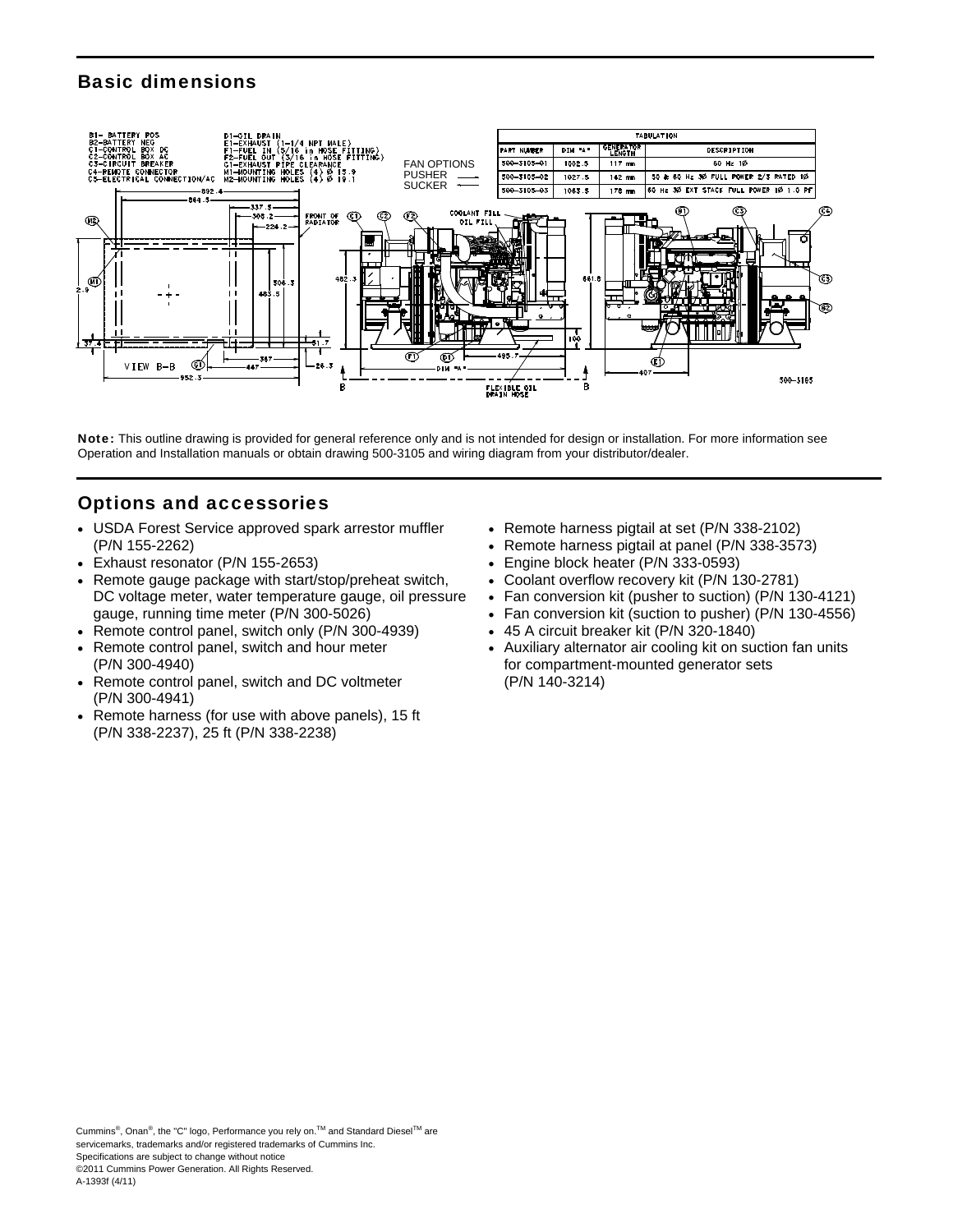## Basic dimensions

B1– BATTERY POS
B2–BATTERY NEG
C1–CONTROL BOX DC
C2–CONTROL BOX AC
C3–CIRCUIT BREAKER
C4–REMOTE CONNECTOR
C5–ELECTRICAL CONNECTION/AC

D1–OIL DRAIN
E1–EXHAUST (1-1/4 NPT MALE)
F1–FUEL IN (5/16 in HOSE FITTING)
F2–FUEL OUT (3/16 in HOSE FITTING)
G1–EXHAUST PIPE CLEARANCE
M1–MOUNTING HOLES (4) Ø 15.9
M2–MOUNTING HOLES (4) Ø 19.1

FAN OPTIONS
PUSHER
SUCKER

| TABULATION | | | |
|---|---|---|---|
| PART NUMBER | DIM "A" | GENERATOR LENGTH | DESCRIPTION |
| 500-3105-01 | 1002.5 | 117 mm | 60 Hz 1Ø |
| 500-3105-02 | 1027.5 | 142 mm | 50 & 60 Hz 3Ø FULL POWER 2/3 RATED 1Ø |
| 500-3105-03 | 1063.5 | 178 mm | 60 Hz 3Ø EXT STACK FULL POWER 1Ø 1.0 PF |

**Note:** This outline drawing is provided for general reference only and is not intended for design or installation. For more information see Operation and Installation manuals or obtain drawing 500-3105 and wiring diagram from your distributor/dealer.

## Options and accessories

- USDA Forest Service approved spark arrestor muffler (P/N 155-2262)
- Exhaust resonator (P/N 155-2653)
- Remote gauge package with start/stop/preheat switch, DC voltage meter, water temperature gauge, oil pressure gauge, running time meter (P/N 300-5026)
- Remote control panel, switch only (P/N 300-4939)
- Remote control panel, switch and hour meter (P/N 300-4940)
- Remote control panel, switch and DC voltmeter (P/N 300-4941)
- Remote harness (for use with above panels), 15 ft (P/N 338-2237), 25 ft (P/N 338-2238)
- Remote harness pigtail at set (P/N 338-2102)
- Remote harness pigtail at panel (P/N 338-3573)
- Engine block heater (P/N 333-0593)
- Coolant overflow recovery kit (P/N 130-2781)
- Fan conversion kit (pusher to suction) (P/N 130-4121)
- Fan conversion kit (suction to pusher) (P/N 130-4556)
- 45 A circuit breaker kit (P/N 320-1840)
- Auxiliary alternator air cooling kit on suction fan units for compartment-mounted generator sets (P/N 140-3214)

Cummins®, Onan®, the "C" logo, Performance you rely on.™ and Standard Diesel™ are servicemarks, trademarks and/or registered trademarks of Cummins Inc.
Specifications are subject to change without notice
©2011 Cummins Power Generation. All Rights Reserved.
A-1393f (4/11)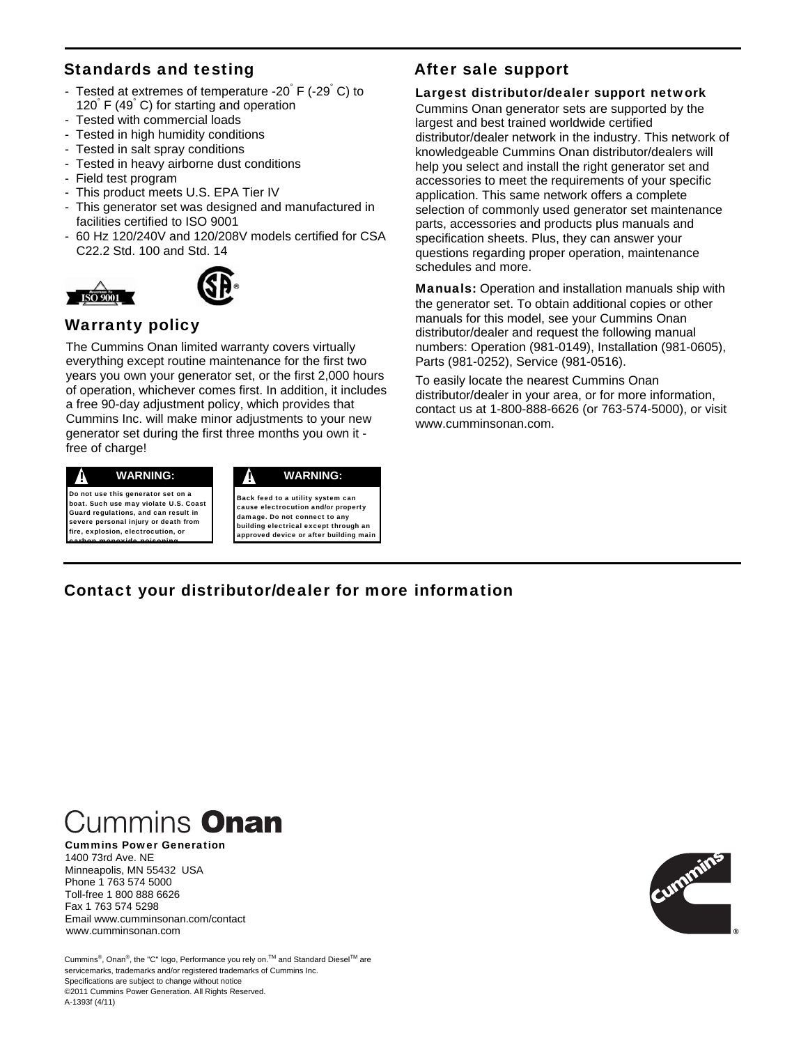## Standards and testing

- Tested at extremes of temperature -20° F (-29° C) to 120° F (49° C) for starting and operation
- Tested with commercial loads
- Tested in high humidity conditions
- Tested in salt spray conditions
- Tested in heavy airborne dust conditions
- Field test program
- This product meets U.S. EPA Tier IV
- This generator set was designed and manufactured in facilities certified to ISO 9001
- 60 Hz 120/240V and 120/208V models certified for CSA C22.2 Std. 100 and Std. 14

## Warranty policy

The Cummins Onan limited warranty covers virtually everything except routine maintenance for the first two years you own your generator set, or the first 2,000 hours of operation, whichever comes first. In addition, it includes a free 90-day adjustment policy, which provides that Cummins Inc. will make minor adjustments to your new generator set during the first three months you own it - free of charge!

**WARNING:**

Do not use this generator set on a boat. Such use may violate U.S. Coast Guard regulations, and can result in severe personal injury or death from fire, explosion, electrocution, or carbon monoxide poisoning.

**WARNING:**

Back feed to a utility system can cause electrocution and/or property damage. Do not connect to any building electrical except through an approved device or after building main

## After sale support

**Largest distributor/dealer support network**

Cummins Onan generator sets are supported by the largest and best trained worldwide certified distributor/dealer network in the industry. This network of knowledgeable Cummins Onan distributor/dealers will help you select and install the right generator set and accessories to meet the requirements of your specific application. This same network offers a complete selection of commonly used generator set maintenance parts, accessories and products plus manuals and specification sheets. Plus, they can answer your questions regarding proper operation, maintenance schedules and more.

**Manuals:** Operation and installation manuals ship with the generator set. To obtain additional copies or other manuals for this model, see your Cummins Onan distributor/dealer and request the following manual numbers: Operation (981-0149), Installation (981-0605), Parts (981-0252), Service (981-0516).

To easily locate the nearest Cummins Onan distributor/dealer in your area, or for more information, contact us at 1-800-888-6626 (or 763-574-5000), or visit www.cumminsonan.com.

## Contact your distributor/dealer for more information

Cummins **Onan**

**Cummins Power Generation**
1400 73rd Ave. NE
Minneapolis, MN 55432 USA
Phone 1 763 574 5000
Toll-free 1 800 888 6626
Fax 1 763 574 5298
Email www.cumminsonan.com/contact
www.cumminsonan.com

Cummins®, Onan®, the "C" logo, Performance you rely on.™ and Standard Diesel™ are servicemarks, trademarks and/or registered trademarks of Cummins Inc.
Specifications are subject to change without notice
©2011 Cummins Power Generation. All Rights Reserved.
A-1393f (4/11)